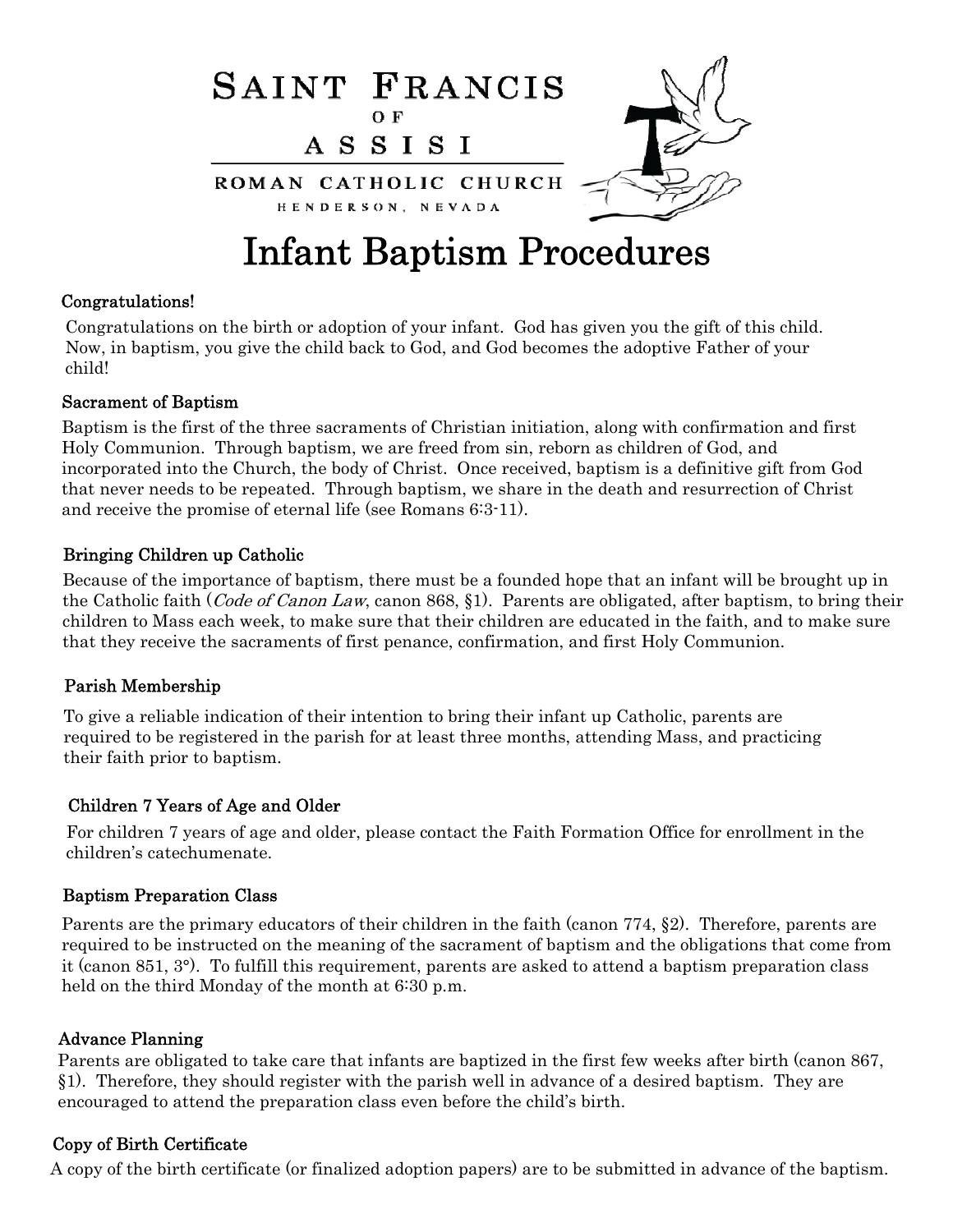# SAINT FRANCIS OF ASSISI

ROMAN CATHOLIC CHURCH

HENDERSON, NEVADA

# Infant Baptism Procedures

## Congratulations!

Congratulations on the birth or adoption of your infant. God has given you the gift of this child. Now, in baptism, you give the child back to God, and God becomes the adoptive Father of your child!

## Sacrament of Baptism

Baptism is the first of the three sacraments of Christian initiation, along with confirmation and first Holy Communion. Through baptism, we are freed from sin, reborn as children of God, and incorporated into the Church, the body of Christ. Once received, baptism is a definitive gift from God that never needs to be repeated. Through baptism, we share in the death and resurrection of Christ and receive the promise of eternal life (see Romans 6:3-11).

## Bringing Children up Catholic

Because of the importance of baptism, there must be a founded hope that an infant will be brought up in the Catholic faith (*Code of Canon Law*, canon 868, §1). Parents are obligated, after baptism, to bring their children to Mass each week, to make sure that their children are educated in the faith, and to make sure that they receive the sacraments of first penance, confirmation, and first Holy Communion.

## Parish Membership

To give a reliable indication of their intention to bring their infant up Catholic, parents are required to be registered in the parish for at least three months, attending Mass, and practicing their faith prior to baptism.

## Children 7 Years of Age and Older

For children 7 years of age and older, please contact the Faith Formation Office for enrollment in the children's catechumenate.

## Baptism Preparation Class

Parents are the primary educators of their children in the faith (canon 774, §2). Therefore, parents are required to be instructed on the meaning of the sacrament of baptism and the obligations that come from it (canon 851, 3°). To fulfill this requirement, parents are asked to attend a baptism preparation class held on the third Monday of the month at 6:30 p.m.

## Advance Planning

Parents are obligated to take care that infants are baptized in the first few weeks after birth (canon 867, §1). Therefore, they should register with the parish well in advance of a desired baptism. They are encouraged to attend the preparation class even before the child's birth.

## Copy of Birth Certificate

A copy of the birth certificate (or finalized adoption papers) are to be submitted in advance of the baptism.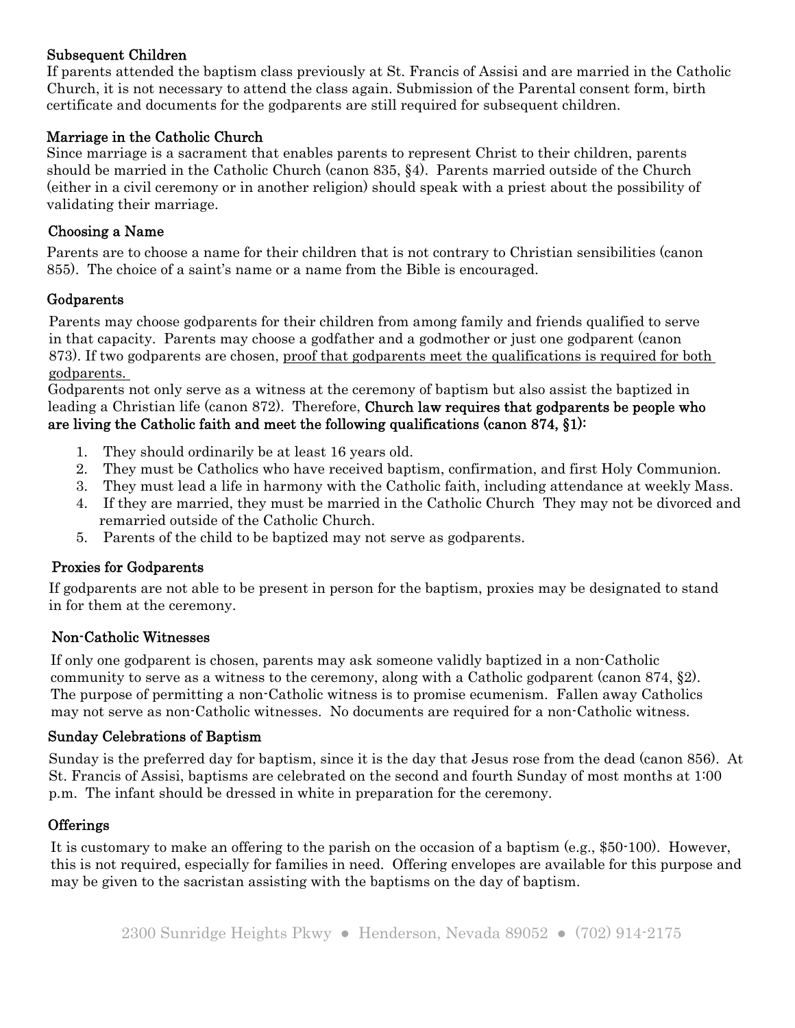### Subsequent Children

If parents attended the baptism class previously at St. Francis of Assisi and are married in the Catholic Church, it is not necessary to attend the class again. Submission of the Parental consent form, birth certificate and documents for the godparents are still required for subsequent children.

### Marriage in the Catholic Church

Since marriage is a sacrament that enables parents to represent Christ to their children, parents should be married in the Catholic Church (canon 835, §4). Parents married outside of the Church (either in a civil ceremony or in another religion) should speak with a priest about the possibility of validating their marriage.

### Choosing a Name

Parents are to choose a name for their children that is not contrary to Christian sensibilities (canon 855). The choice of a saint's name or a name from the Bible is encouraged.

### Godparents

Parents may choose godparents for their children from among family and friends qualified to serve in that capacity. Parents may choose a godfather and a godmother or just one godparent (canon 873). If two godparents are chosen, <u>proof that godparents meet the qualifications is required for both godparents.</u>

Godparents not only serve as a witness at the ceremony of baptism but also assist the baptized in leading a Christian life (canon 872). Therefore, **Church law requires that godparents be people who are living the Catholic faith and meet the following qualifications (canon 874, §1):**

1. They should ordinarily be at least 16 years old.
2. They must be Catholics who have received baptism, confirmation, and first Holy Communion.
3. They must lead a life in harmony with the Catholic faith, including attendance at weekly Mass.
4. If they are married, they must be married in the Catholic Church They may not be divorced and remarried outside of the Catholic Church.
5. Parents of the child to be baptized may not serve as godparents.

### Proxies for Godparents

If godparents are not able to be present in person for the baptism, proxies may be designated to stand in for them at the ceremony.

### Non-Catholic Witnesses

If only one godparent is chosen, parents may ask someone validly baptized in a non-Catholic community to serve as a witness to the ceremony, along with a Catholic godparent (canon 874, §2). The purpose of permitting a non-Catholic witness is to promise ecumenism. Fallen away Catholics may not serve as non-Catholic witnesses. No documents are required for a non-Catholic witness.

### Sunday Celebrations of Baptism

Sunday is the preferred day for baptism, since it is the day that Jesus rose from the dead (canon 856). At St. Francis of Assisi, baptisms are celebrated on the second and fourth Sunday of most months at 1:00 p.m. The infant should be dressed in white in preparation for the ceremony.

### Offerings

It is customary to make an offering to the parish on the occasion of a baptism (e.g., $50-100). However, this is not required, especially for families in need. Offering envelopes are available for this purpose and may be given to the sacristan assisting with the baptisms on the day of baptism.

2300 Sunridge Heights Pkwy ● Henderson, Nevada 89052 ● (702) 914-2175